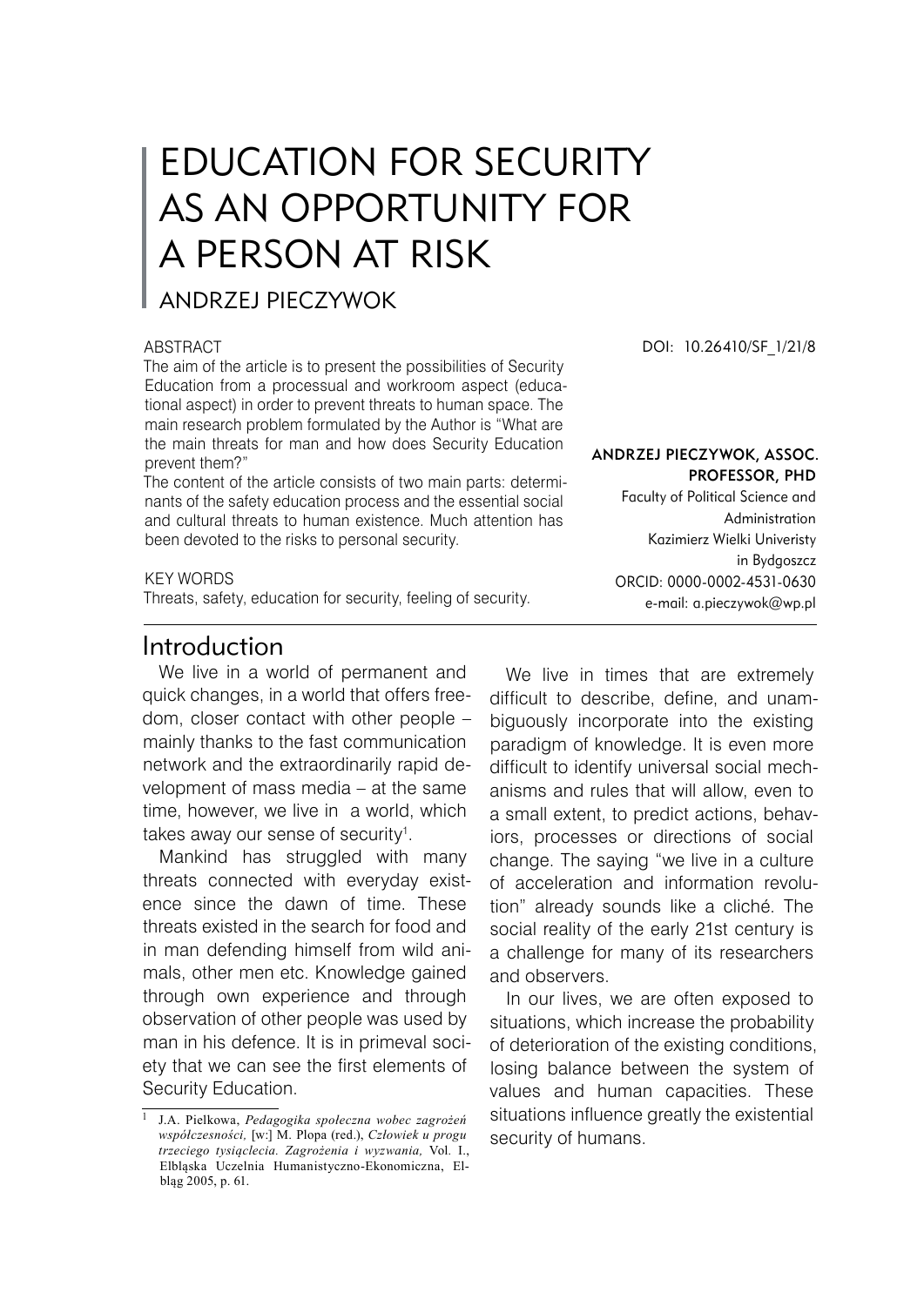# EDUCATION FOR SECURITY AS AN OPPORTUNITY FOR A PERSON AT RISK

ANDRZEJ PIECZYWOK

DOI: 10.26410/SF_1/21/8

**ANDRZEJ PIECZYWOK, ASSOC. PROFESSOR, PHD**
Faculty of Political Science and Administration
Kazimierz Wielki Univeristy in Bydgoszcz
ORCID: 0000-0002-4531-0630
e-mail: a.pieczywok@wp.pl

ABSTRACT

The aim of the article is to present the possibilities of Security Education from a processual and workroom aspect (educational aspect) in order to prevent threats to human space. The main research problem formulated by the Author is "What are the main threats for man and how does Security Education prevent them?"

The content of the article consists of two main parts: determinants of the safety education process and the essential social and cultural threats to human existence. Much attention has been devoted to the risks to personal security.

KEY WORDS

Threats, safety, education for security, feeling of security.

## Introduction

We live in a world of permanent and quick changes, in a world that offers freedom, closer contact with other people – mainly thanks to the fast communication network and the extraordinarily rapid development of mass media – at the same time, however, we live in a world, which takes away our sense of security[1].

Mankind has struggled with many threats connected with everyday existence since the dawn of time. These threats existed in the search for food and in man defending himself from wild animals, other men etc. Knowledge gained through own experience and through observation of other people was used by man in his defence. It is in primeval society that we can see the first elements of Security Education.

We live in times that are extremely difficult to describe, define, and unambiguously incorporate into the existing paradigm of knowledge. It is even more difficult to identify universal social mechanisms and rules that will allow, even to a small extent, to predict actions, behaviors, processes or directions of social change. The saying "we live in a culture of acceleration and information revolution" already sounds like a cliché. The social reality of the early 21st century is a challenge for many of its researchers and observers.

In our lives, we are often exposed to situations, which increase the probability of deterioration of the existing conditions, losing balance between the system of values and human capacities. These situations influence greatly the existential security of humans.

[1] J.A. Pielkowa, *Pedagogika społeczna wobec zagrożeń współczesności,* [w:] M. Plopa (red.), *Człowiek u progu trzeciego tysiąclecia. Zagrożenia i wyzwania,* Vol. I., Elbląska Uczelnia Humanistyczno-Ekonomiczna, Elbląg 2005, p. 61.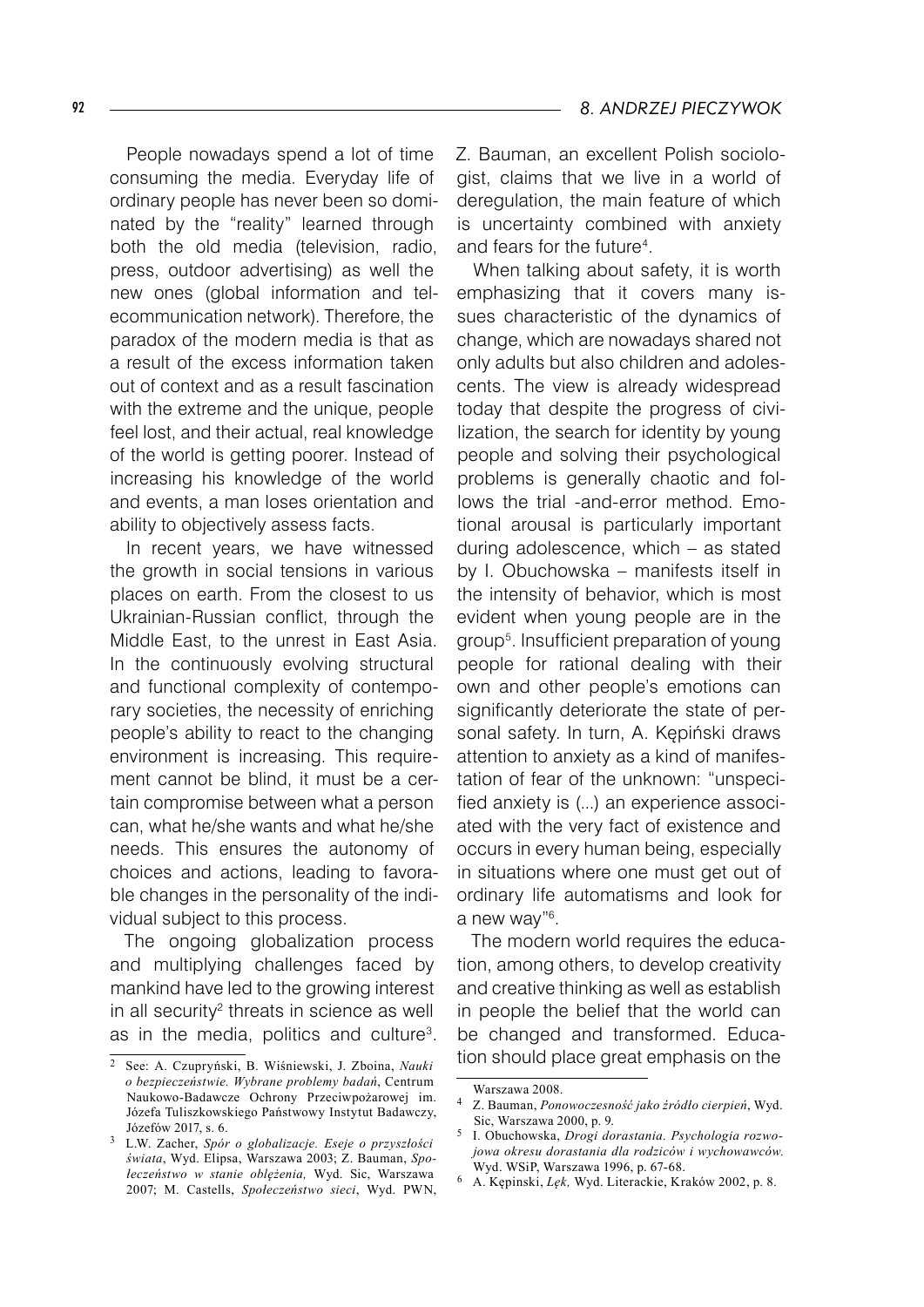People nowadays spend a lot of time consuming the media. Everyday life of ordinary people has never been so dominated by the "reality" learned through both the old media (television, radio, press, outdoor advertising) as well the new ones (global information and telecommunication network). Therefore, the paradox of the modern media is that as a result of the excess information taken out of context and as a result fascination with the extreme and the unique, people feel lost, and their actual, real knowledge of the world is getting poorer. Instead of increasing his knowledge of the world and events, a man loses orientation and ability to objectively assess facts.

In recent years, we have witnessed the growth in social tensions in various places on earth. From the closest to us Ukrainian-Russian conflict, through the Middle East, to the unrest in East Asia. In the continuously evolving structural and functional complexity of contemporary societies, the necessity of enriching people's ability to react to the changing environment is increasing. This requirement cannot be blind, it must be a certain compromise between what a person can, what he/she wants and what he/she needs. This ensures the autonomy of choices and actions, leading to favorable changes in the personality of the individual subject to this process.

The ongoing globalization process and multiplying challenges faced by mankind have led to the growing interest in all security[2] threats in science as well as in the media, politics and culture[3]. Z. Bauman, an excellent Polish sociologist, claims that we live in a world of deregulation, the main feature of which is uncertainty combined with anxiety and fears for the future[4].

When talking about safety, it is worth emphasizing that it covers many issues characteristic of the dynamics of change, which are nowadays shared not only adults but also children and adolescents. The view is already widespread today that despite the progress of civilization, the search for identity by young people and solving their psychological problems is generally chaotic and follows the trial -and-error method. Emotional arousal is particularly important during adolescence, which – as stated by I. Obuchowska – manifests itself in the intensity of behavior, which is most evident when young people are in the group[5]. Insufficient preparation of young people for rational dealing with their own and other people's emotions can significantly deteriorate the state of personal safety. In turn, A. Kępiński draws attention to anxiety as a kind of manifestation of fear of the unknown: "unspecified anxiety is (...) an experience associated with the very fact of existence and occurs in every human being, especially in situations where one must get out of ordinary life automatisms and look for a new way"[6].

The modern world requires the education, among others, to develop creativity and creative thinking as well as establish in people the belief that the world can be changed and transformed. Education should place great emphasis on the

---

[2] See: A. Czupryński, B. Wiśniewski, J. Zboina, *Nauki o bezpieczeństwie. Wybrane problemy badań*, Centrum Naukowo-Badawcze Ochrony Przeciwpożarowej im. Józefa Tuliszkowskiego Państwowy Instytut Badawczy, Józefów 2017, s. 6.

[3] L.W. Zacher, *Spór o globalizacje. Eseje o przyszłości świata*, Wyd. Elipsa, Warszawa 2003; Z. Bauman, *Społeczeństwo w stanie oblężenia,* Wyd. Sic, Warszawa 2007; M. Castells, *Społeczeństwo sieci*, Wyd. PWN, Warszawa 2008.

[4] Z. Bauman, *Ponowoczesność jako źródło cierpień*, Wyd. Sic, Warszawa 2000, p. 9.

[5] I. Obuchowska, *Drogi dorastania. Psychologia rozwojowa okresu dorastania dla rodziców i wychowawców.* Wyd. WSiP, Warszawa 1996, p. 67-68.

[6] A. Kępinski, *Lęk,* Wyd. Literackie, Kraków 2002, p. 8.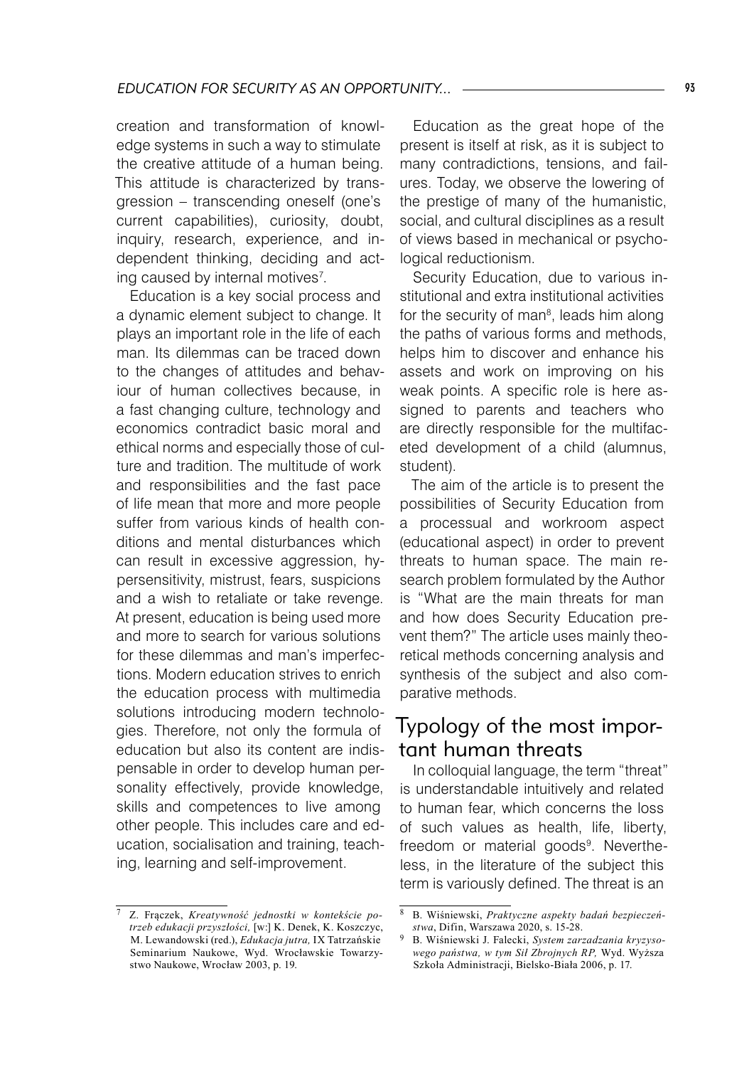creation and transformation of knowledge systems in such a way to stimulate the creative attitude of a human being. This attitude is characterized by transgression – transcending oneself (one's current capabilities), curiosity, doubt, inquiry, research, experience, and independent thinking, deciding and acting caused by internal motives[7].

Education is a key social process and a dynamic element subject to change. It plays an important role in the life of each man. Its dilemmas can be traced down to the changes of attitudes and behaviour of human collectives because, in a fast changing culture, technology and economics contradict basic moral and ethical norms and especially those of culture and tradition. The multitude of work and responsibilities and the fast pace of life mean that more and more people suffer from various kinds of health conditions and mental disturbances which can result in excessive aggression, hypersensitivity, mistrust, fears, suspicions and a wish to retaliate or take revenge. At present, education is being used more and more to search for various solutions for these dilemmas and man's imperfections. Modern education strives to enrich the education process with multimedia solutions introducing modern technologies. Therefore, not only the formula of education but also its content are indispensable in order to develop human personality effectively, provide knowledge, skills and competences to live among other people. This includes care and education, socialisation and training, teaching, learning and self-improvement.

Education as the great hope of the present is itself at risk, as it is subject to many contradictions, tensions, and failures. Today, we observe the lowering of the prestige of many of the humanistic, social, and cultural disciplines as a result of views based in mechanical or psychological reductionism.

Security Education, due to various institutional and extra institutional activities for the security of man[8], leads him along the paths of various forms and methods, helps him to discover and enhance his assets and work on improving on his weak points. A specific role is here assigned to parents and teachers who are directly responsible for the multifaceted development of a child (alumnus, student).

The aim of the article is to present the possibilities of Security Education from a processual and workroom aspect (educational aspect) in order to prevent threats to human space. The main research problem formulated by the Author is "What are the main threats for man and how does Security Education prevent them?" The article uses mainly theoretical methods concerning analysis and synthesis of the subject and also comparative methods.

## Typology of the most important human threats

In colloquial language, the term "threat" is understandable intuitively and related to human fear, which concerns the loss of such values as health, life, liberty, freedom or material goods[9]. Nevertheless, in the literature of the subject this term is variously defined. The threat is an

---

[7] Z. Frączek, *Kreatywność jednostki w kontekście potrzeb edukacji przyszłości,* [w:] K. Denek, K. Koszczyc, M. Lewandowski (red.), *Edukacja jutra,* IX Tatrzańskie Seminarium Naukowe, Wyd. Wrocławskie Towarzystwo Naukowe, Wrocław 2003, p. 19.

[8] B. Wiśniewski, *Praktyczne aspekty badań bezpieczeństwa*, Difin, Warszawa 2020, s. 15-28.

[9] B. Wiśniewski J. Falecki, *System zarzadzania kryzysowego państwa, w tym Sił Zbrojnych RP,* Wyd. Wyższa Szkoła Administracji, Bielsko-Biała 2006, p. 17.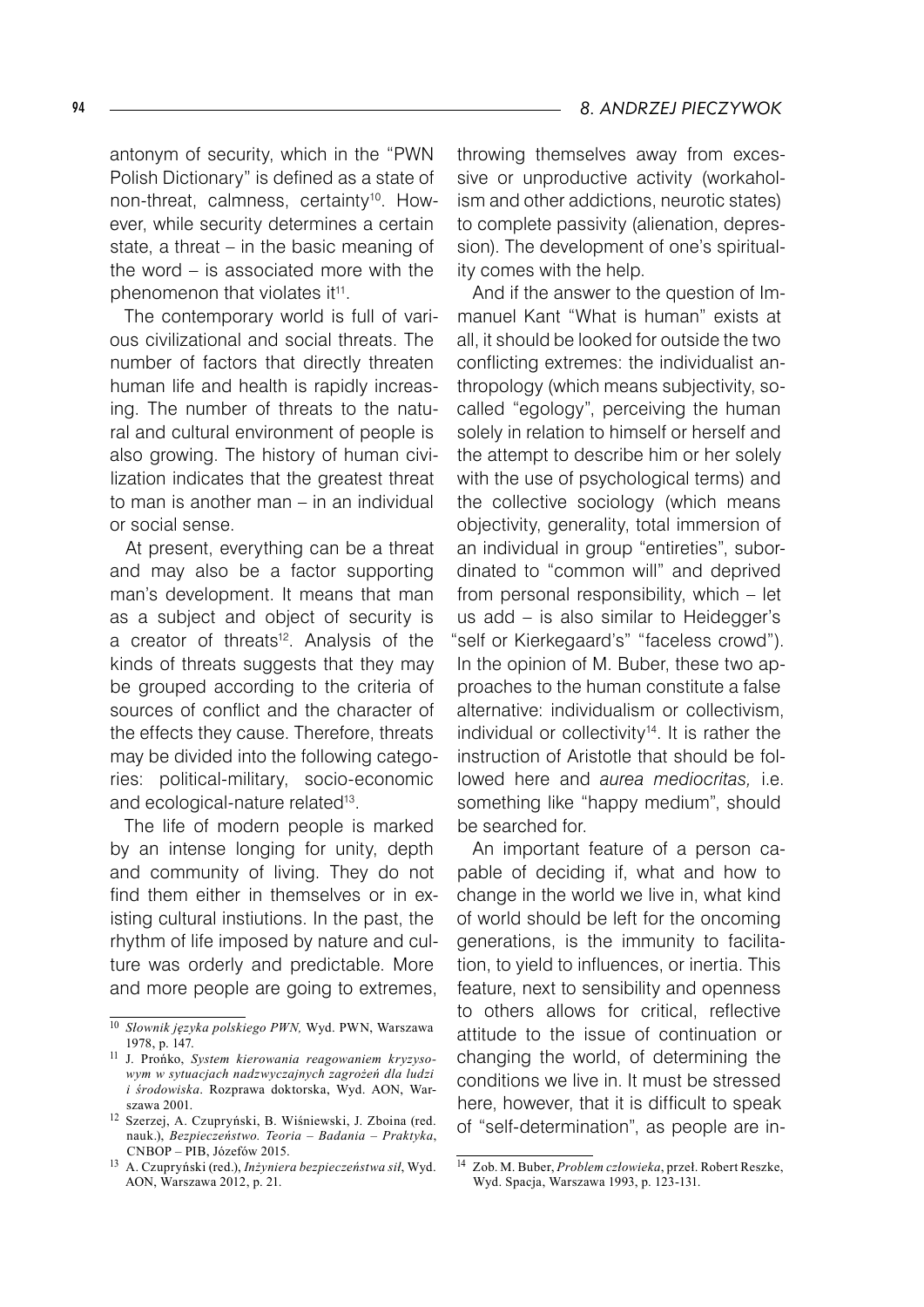antonym of security, which in the "PWN Polish Dictionary" is defined as a state of non-threat, calmness, certainty[10]. However, while security determines a certain state, a threat – in the basic meaning of the word – is associated more with the phenomenon that violates it[11].

The contemporary world is full of various civilizational and social threats. The number of factors that directly threaten human life and health is rapidly increasing. The number of threats to the natural and cultural environment of people is also growing. The history of human civilization indicates that the greatest threat to man is another man – in an individual or social sense.

At present, everything can be a threat and may also be a factor supporting man's development. It means that man as a subject and object of security is a creator of threats[12]. Analysis of the kinds of threats suggests that they may be grouped according to the criteria of sources of conflict and the character of the effects they cause. Therefore, threats may be divided into the following categories: political-military, socio-economic and ecological-nature related[13].

The life of modern people is marked by an intense longing for unity, depth and community of living. They do not find them either in themselves or in existing cultural instiutions. In the past, the rhythm of life imposed by nature and culture was orderly and predictable. More and more people are going to extremes, throwing themselves away from excessive or unproductive activity (workaholism and other addictions, neurotic states) to complete passivity (alienation, depression). The development of one's spirituality comes with the help.

And if the answer to the question of Immanuel Kant "What is human" exists at all, it should be looked for outside the two conflicting extremes: the individualist anthropology (which means subjectivity, so-called "egology", perceiving the human solely in relation to himself or herself and the attempt to describe him or her solely with the use of psychological terms) and the collective sociology (which means objectivity, generality, total immersion of an individual in group "entireties", subordinated to "common will" and deprived from personal responsibility, which – let us add – is also similar to Heidegger's "self or Kierkegaard's" "faceless crowd"). In the opinion of M. Buber, these two approaches to the human constitute a false alternative: individualism or collectivism, individual or collectivity[14]. It is rather the instruction of Aristotle that should be followed here and *aurea mediocritas,* i.e. something like "happy medium", should be searched for.

An important feature of a person capable of deciding if, what and how to change in the world we live in, what kind of world should be left for the oncoming generations, is the immunity to facilitation, to yield to influences, or inertia. This feature, next to sensibility and openness to others allows for critical, reflective attitude to the issue of continuation or changing the world, of determining the conditions we live in. It must be stressed here, however, that it is difficult to speak of "self-determination", as people are in-

---

[10] *Słownik języka polskiego PWN,* Wyd. PWN, Warszawa 1978, p. 147.

[11] J. Prońko, *System kierowania reagowaniem kryzysowym w sytuacjach nadzwyczajnych zagrożeń dla ludzi i środowiska*. Rozprawa doktorska, Wyd. AON, Warszawa 2001.

[12] Szerzej, A. Czupryński, B. Wiśniewski, J. Zboina (red. nauk.), *Bezpieczeństwo. Teoria – Badania – Praktyka*, CNBOP – PIB, Józefów 2015.

[13] A. Czupryński (red.), *Inżyniera bezpieczeństwa sił*, Wyd. AON, Warszawa 2012, p. 21.

[14] Zob. M. Buber, *Problem człowieka*, przeł. Robert Reszke, Wyd. Spacja, Warszawa 1993, p. 123-131.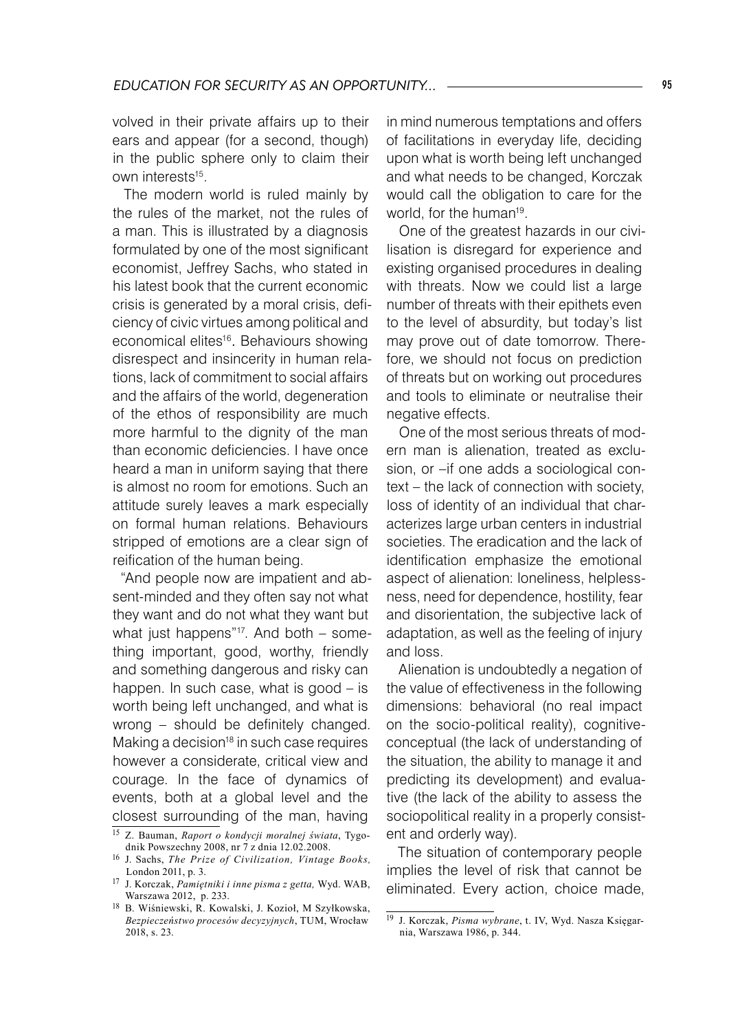volved in their private affairs up to their ears and appear (for a second, though) in the public sphere only to claim their own interests[15].

The modern world is ruled mainly by the rules of the market, not the rules of a man. This is illustrated by a diagnosis formulated by one of the most significant economist, Jeffrey Sachs, who stated in his latest book that the current economic crisis is generated by a moral crisis, deficiency of civic virtues among political and economical elites[16]. Behaviours showing disrespect and insincerity in human relations, lack of commitment to social affairs and the affairs of the world, degeneration of the ethos of responsibility are much more harmful to the dignity of the man than economic deficiencies. I have once heard a man in uniform saying that there is almost no room for emotions. Such an attitude surely leaves a mark especially on formal human relations. Behaviours stripped of emotions are a clear sign of reification of the human being.

"And people now are impatient and absent-minded and they often say not what they want and do not what they want but what just happens"[17]. And both – something important, good, worthy, friendly and something dangerous and risky can happen. In such case, what is good – is worth being left unchanged, and what is wrong – should be definitely changed. Making a decision[18] in such case requires however a considerate, critical view and courage. In the face of dynamics of events, both at a global level and the closest surrounding of the man, having in mind numerous temptations and offers of facilitations in everyday life, deciding upon what is worth being left unchanged and what needs to be changed, Korczak would call the obligation to care for the world, for the human[19].

One of the greatest hazards in our civilisation is disregard for experience and existing organised procedures in dealing with threats. Now we could list a large number of threats with their epithets even to the level of absurdity, but today's list may prove out of date tomorrow. Therefore, we should not focus on prediction of threats but on working out procedures and tools to eliminate or neutralise their negative effects.

One of the most serious threats of modern man is alienation, treated as exclusion, or –if one adds a sociological context – the lack of connection with society, loss of identity of an individual that characterizes large urban centers in industrial societies. The eradication and the lack of identification emphasize the emotional aspect of alienation: loneliness, helplessness, need for dependence, hostility, fear and disorientation, the subjective lack of adaptation, as well as the feeling of injury and loss.

Alienation is undoubtedly a negation of the value of effectiveness in the following dimensions: behavioral (no real impact on the socio-political reality), cognitive-conceptual (the lack of understanding of the situation, the ability to manage it and predicting its development) and evaluative (the lack of the ability to assess the sociopolitical reality in a properly consistent and orderly way).

The situation of contemporary people implies the level of risk that cannot be eliminated. Every action, choice made,

---

[15] Z. Bauman, *Raport o kondycji moralnej świata*, Tygodnik Powszechny 2008, nr 7 z dnia 12.02.2008.

[16] J. Sachs, *The Prize of Civilization, Vintage Books,* London 2011, p. 3.

[17] J. Korczak, *Pamiętniki i inne pisma z getta,* Wyd. WAB, Warszawa 2012, p. 233.

[18] B. Wiśniewski, R. Kowalski, J. Kozioł, M Szyłkowska, *Bezpieczeństwo procesów decyzyjnych*, TUM, Wrocław 2018, s. 23.

[19] J. Korczak, *Pisma wybrane*, t. IV, Wyd. Nasza Księgarnia, Warszawa 1986, p. 344.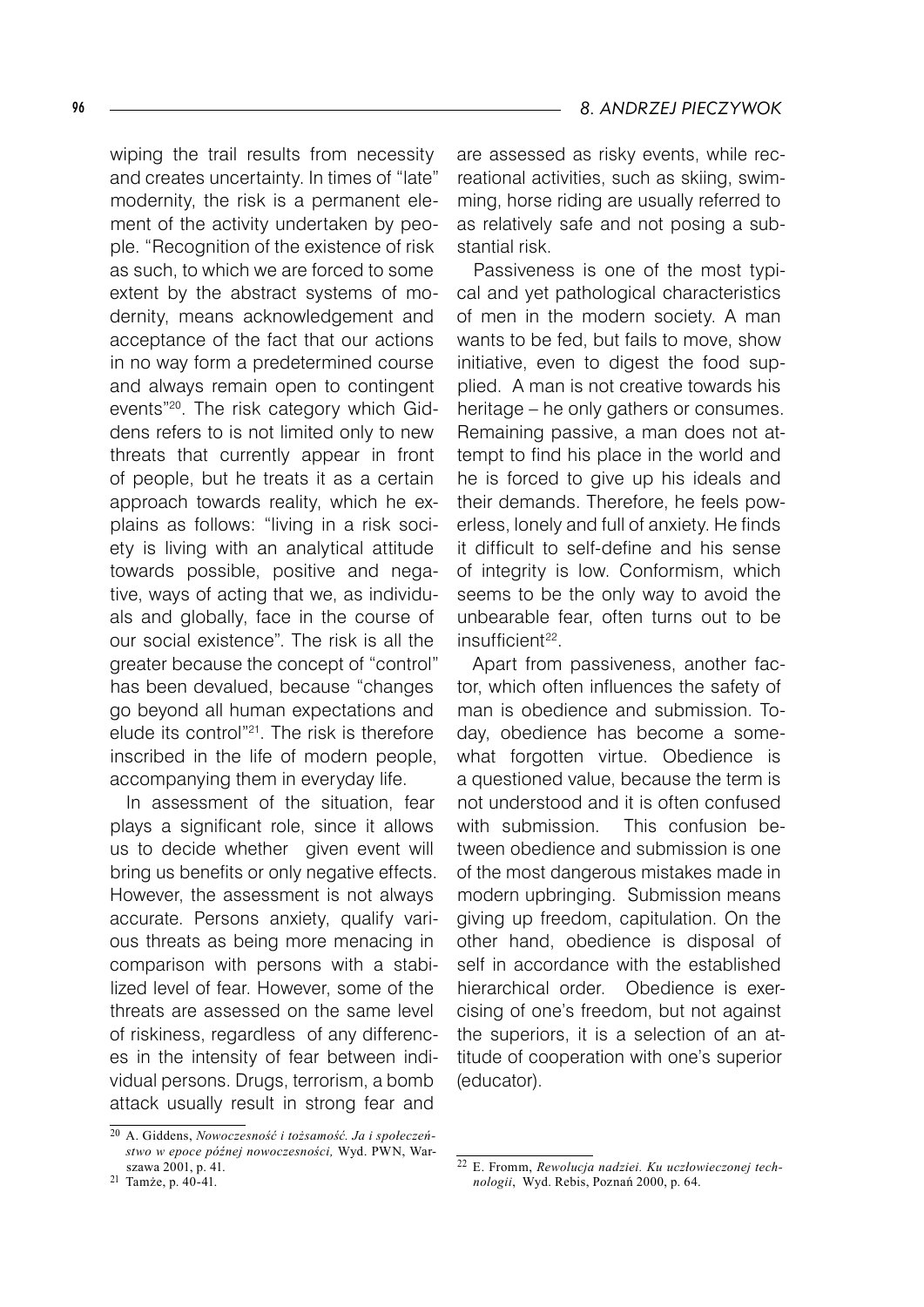wiping the trail results from necessity and creates uncertainty. In times of "late" modernity, the risk is a permanent element of the activity undertaken by people. "Recognition of the existence of risk as such, to which we are forced to some extent by the abstract systems of modernity, means acknowledgement and acceptance of the fact that our actions in no way form a predetermined course and always remain open to contingent events"[20]. The risk category which Giddens refers to is not limited only to new threats that currently appear in front of people, but he treats it as a certain approach towards reality, which he explains as follows: "living in a risk society is living with an analytical attitude towards possible, positive and negative, ways of acting that we, as individuals and globally, face in the course of our social existence". The risk is all the greater because the concept of "control" has been devalued, because "changes go beyond all human expectations and elude its control"[21]. The risk is therefore inscribed in the life of modern people, accompanying them in everyday life.

In assessment of the situation, fear plays a significant role, since it allows us to decide whether given event will bring us benefits or only negative effects. However, the assessment is not always accurate. Persons anxiety, qualify various threats as being more menacing in comparison with persons with a stabilized level of fear. However, some of the threats are assessed on the same level of riskiness, regardless of any differences in the intensity of fear between individual persons. Drugs, terrorism, a bomb attack usually result in strong fear and are assessed as risky events, while recreational activities, such as skiing, swimming, horse riding are usually referred to as relatively safe and not posing a substantial risk.

Passiveness is one of the most typical and yet pathological characteristics of men in the modern society. A man wants to be fed, but fails to move, show initiative, even to digest the food supplied. A man is not creative towards his heritage – he only gathers or consumes. Remaining passive, a man does not attempt to find his place in the world and he is forced to give up his ideals and their demands. Therefore, he feels powerless, lonely and full of anxiety. He finds it difficult to self-define and his sense of integrity is low. Conformism, which seems to be the only way to avoid the unbearable fear, often turns out to be insufficient[22].

Apart from passiveness, another factor, which often influences the safety of man is obedience and submission. Today, obedience has become a somewhat forgotten virtue. Obedience is a questioned value, because the term is not understood and it is often confused with submission. This confusion between obedience and submission is one of the most dangerous mistakes made in modern upbringing. Submission means giving up freedom, capitulation. On the other hand, obedience is disposal of self in accordance with the established hierarchical order. Obedience is exercising of one's freedom, but not against the superiors, it is a selection of an attitude of cooperation with one's superior (educator).

---

[20] A. Giddens, *Nowoczesność i tożsamość. Ja i społeczeństwo w epoce późnej nowoczesności,* Wyd. PWN, Warszawa 2001, p. 41.

[21] Tamże, p. 40-41.

[22] E. Fromm, *Rewolucja nadziei. Ku uczłowieczonej technologii*, Wyd. Rebis, Poznań 2000, p. 64.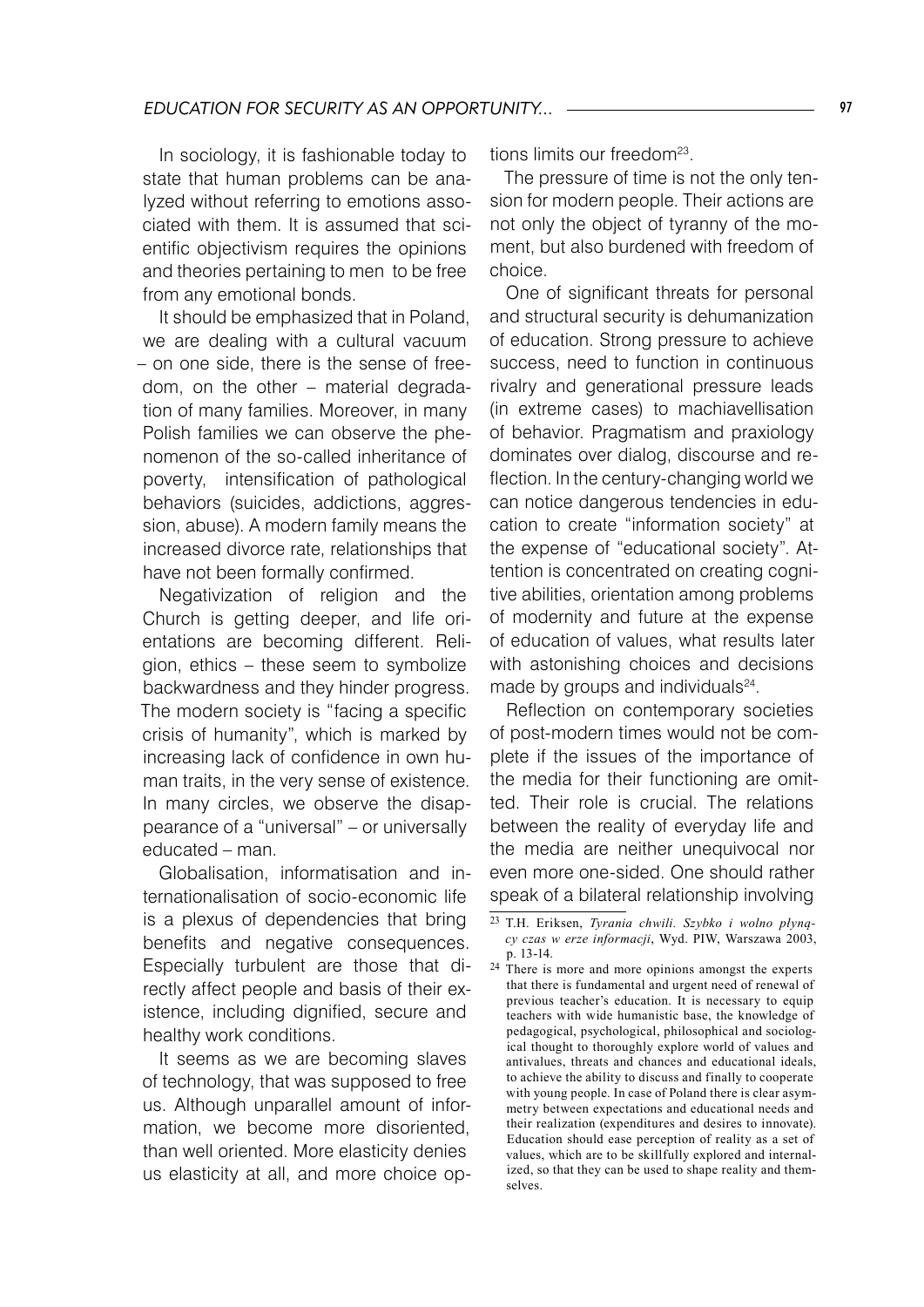In sociology, it is fashionable today to state that human problems can be analyzed without referring to emotions associated with them. It is assumed that scientific objectivism requires the opinions and theories pertaining to men to be free from any emotional bonds.

It should be emphasized that in Poland, we are dealing with a cultural vacuum – on one side, there is the sense of freedom, on the other – material degradation of many families. Moreover, in many Polish families we can observe the phenomenon of the so-called inheritance of poverty, intensification of pathological behaviors (suicides, addictions, aggression, abuse). A modern family means the increased divorce rate, relationships that have not been formally confirmed.

Negativization of religion and the Church is getting deeper, and life orientations are becoming different. Religion, ethics – these seem to symbolize backwardness and they hinder progress. The modern society is "facing a specific crisis of humanity", which is marked by increasing lack of confidence in own human traits, in the very sense of existence. In many circles, we observe the disappearance of a "universal" – or universally educated – man.

Globalisation, informatisation and internationalisation of socio-economic life is a plexus of dependencies that bring benefits and negative consequences. Especially turbulent are those that directly affect people and basis of their existence, including dignified, secure and healthy work conditions.

It seems as we are becoming slaves of technology, that was supposed to free us. Although unparallel amount of information, we become more disoriented, than well oriented. More elasticity denies us elasticity at all, and more choice options limits our freedom[23].

The pressure of time is not the only tension for modern people. Their actions are not only the object of tyranny of the moment, but also burdened with freedom of choice.

One of significant threats for personal and structural security is dehumanization of education. Strong pressure to achieve success, need to function in continuous rivalry and generational pressure leads (in extreme cases) to machiavellisation of behavior. Pragmatism and praxiology dominates over dialog, discourse and reflection. In the century-changing world we can notice dangerous tendencies in education to create "information society" at the expense of "educational society". Attention is concentrated on creating cognitive abilities, orientation among problems of modernity and future at the expense of education of values, what results later with astonishing choices and decisions made by groups and individuals[24].

Reflection on contemporary societies of post-modern times would not be complete if the issues of the importance of the media for their functioning are omitted. Their role is crucial. The relations between the reality of everyday life and the media are neither unequivocal nor even more one-sided. One should rather speak of a bilateral relationship involving

---

[23] T.H. Eriksen, *Tyrania chwili. Szybko i wolno płynący czas w erze informacji*, Wyd. PIW, Warszawa 2003, p. 13-14.

[24] There is more and more opinions amongst the experts that there is fundamental and urgent need of renewal of previous teacher's education. It is necessary to equip teachers with wide humanistic base, the knowledge of pedagogical, psychological, philosophical and sociological thought to thoroughly explore world of values and antivalues, threats and chances and educational ideals, to achieve the ability to discuss and finally to cooperate with young people. In case of Poland there is clear asymmetry between expectations and educational needs and their realization (expenditures and desires to innovate). Education should ease perception of reality as a set of values, which are to be skillfully explored and internalized, so that they can be used to shape reality and themselves.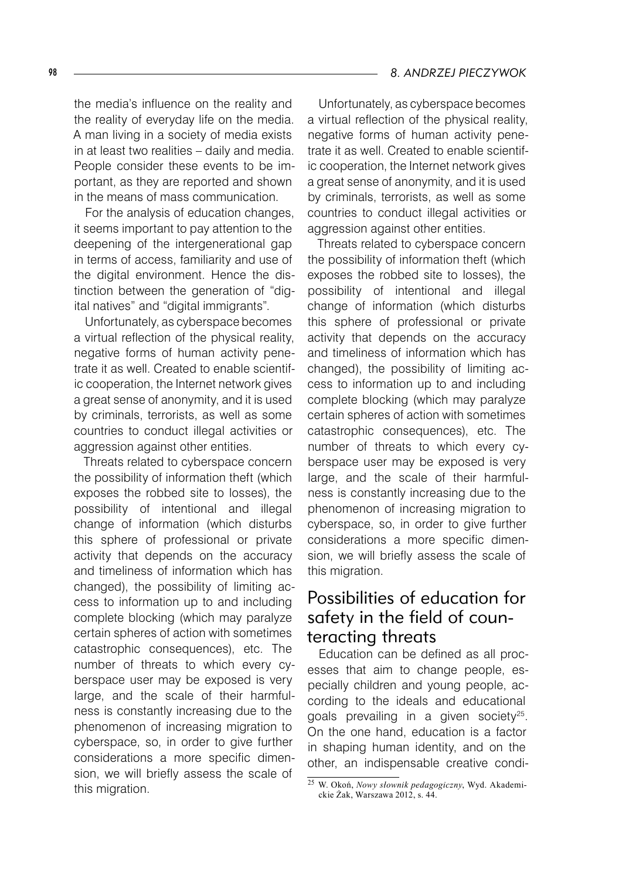the media's influence on the reality and the reality of everyday life on the media. A man living in a society of media exists in at least two realities – daily and media. People consider these events to be important, as they are reported and shown in the means of mass communication.

For the analysis of education changes, it seems important to pay attention to the deepening of the intergenerational gap in terms of access, familiarity and use of the digital environment. Hence the distinction between the generation of "digital natives" and "digital immigrants".

Unfortunately, as cyberspace becomes a virtual reflection of the physical reality, negative forms of human activity penetrate it as well. Created to enable scientific cooperation, the Internet network gives a great sense of anonymity, and it is used by criminals, terrorists, as well as some countries to conduct illegal activities or aggression against other entities.

Threats related to cyberspace concern the possibility of information theft (which exposes the robbed site to losses), the possibility of intentional and illegal change of information (which disturbs this sphere of professional or private activity that depends on the accuracy and timeliness of information which has changed), the possibility of limiting access to information up to and including complete blocking (which may paralyze certain spheres of action with sometimes catastrophic consequences), etc. The number of threats to which every cyberspace user may be exposed is very large, and the scale of their harmfulness is constantly increasing due to the phenomenon of increasing migration to cyberspace, so, in order to give further considerations a more specific dimension, we will briefly assess the scale of this migration.

Unfortunately, as cyberspace becomes a virtual reflection of the physical reality, negative forms of human activity penetrate it as well. Created to enable scientific cooperation, the Internet network gives a great sense of anonymity, and it is used by criminals, terrorists, as well as some countries to conduct illegal activities or aggression against other entities.

Threats related to cyberspace concern the possibility of information theft (which exposes the robbed site to losses), the possibility of intentional and illegal change of information (which disturbs this sphere of professional or private activity that depends on the accuracy and timeliness of information which has changed), the possibility of limiting access to information up to and including complete blocking (which may paralyze certain spheres of action with sometimes catastrophic consequences), etc. The number of threats to which every cyberspace user may be exposed is very large, and the scale of their harmfulness is constantly increasing due to the phenomenon of increasing migration to cyberspace, so, in order to give further considerations a more specific dimension, we will briefly assess the scale of this migration.

## Possibilities of education for safety in the field of counteracting threats

Education can be defined as all processes that aim to change people, especially children and young people, according to the ideals and educational goals prevailing in a given society[25]. On the one hand, education is a factor in shaping human identity, and on the other, an indispensable creative condi-

[25] W. Okoń, *Nowy słownik pedagogiczny*, Wyd. Akademickie Żak, Warszawa 2012, s. 44.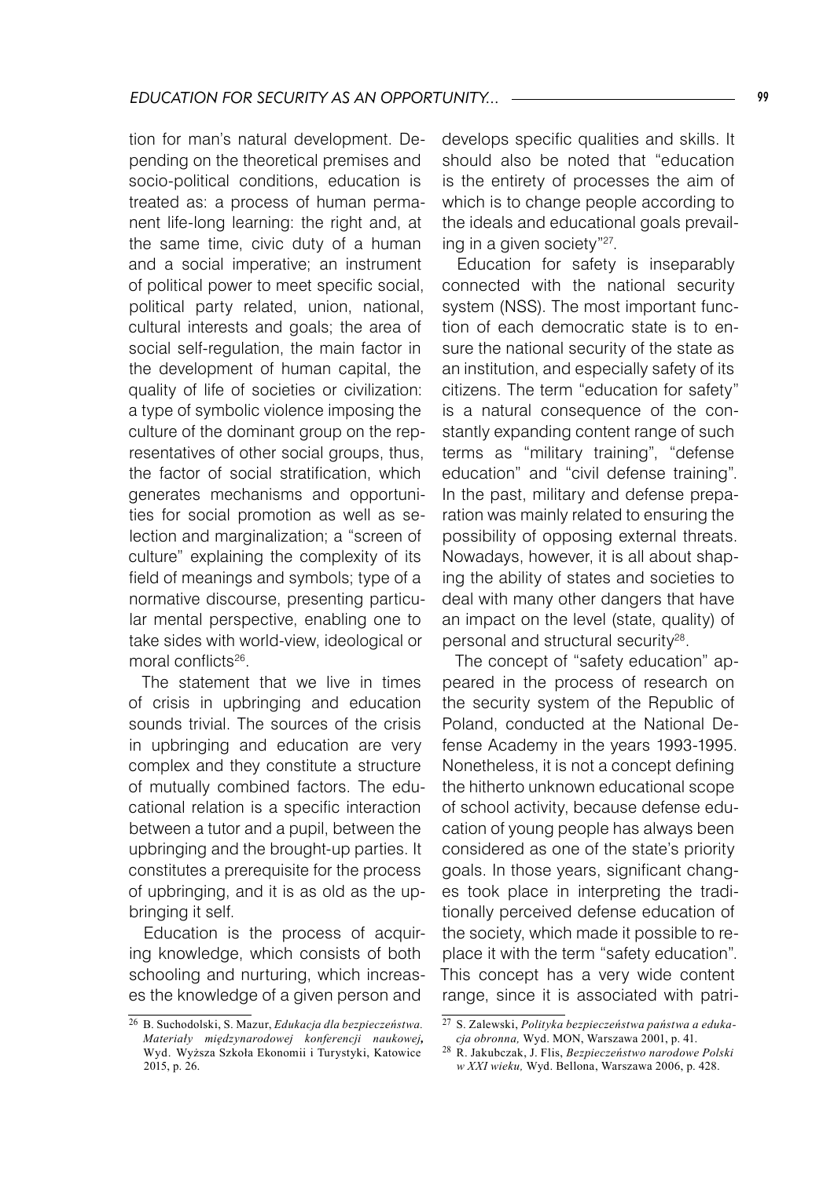tion for man's natural development. Depending on the theoretical premises and socio-political conditions, education is treated as: a process of human permanent life-long learning: the right and, at the same time, civic duty of a human and a social imperative; an instrument of political power to meet specific social, political party related, union, national, cultural interests and goals; the area of social self-regulation, the main factor in the development of human capital, the quality of life of societies or civilization: a type of symbolic violence imposing the culture of the dominant group on the representatives of other social groups, thus, the factor of social stratification, which generates mechanisms and opportunities for social promotion as well as selection and marginalization; a "screen of culture" explaining the complexity of its field of meanings and symbols; type of a normative discourse, presenting particular mental perspective, enabling one to take sides with world-view, ideological or moral conflicts[26].

The statement that we live in times of crisis in upbringing and education sounds trivial. The sources of the crisis in upbringing and education are very complex and they constitute a structure of mutually combined factors. The educational relation is a specific interaction between a tutor and a pupil, between the upbringing and the brought-up parties. It constitutes a prerequisite for the process of upbringing, and it is as old as the upbringing it self.

Education is the process of acquiring knowledge, which consists of both schooling and nurturing, which increases the knowledge of a given person and develops specific qualities and skills. It should also be noted that "education is the entirety of processes the aim of which is to change people according to the ideals and educational goals prevailing in a given society"[27].

Education for safety is inseparably connected with the national security system (NSS). The most important function of each democratic state is to ensure the national security of the state as an institution, and especially safety of its citizens. The term "education for safety" is a natural consequence of the constantly expanding content range of such terms as "military training", "defense education" and "civil defense training". In the past, military and defense preparation was mainly related to ensuring the possibility of opposing external threats. Nowadays, however, it is all about shaping the ability of states and societies to deal with many other dangers that have an impact on the level (state, quality) of personal and structural security[28].

The concept of "safety education" appeared in the process of research on the security system of the Republic of Poland, conducted at the National Defense Academy in the years 1993-1995. Nonetheless, it is not a concept defining the hitherto unknown educational scope of school activity, because defense education of young people has always been considered as one of the state's priority goals. In those years, significant changes took place in interpreting the traditionally perceived defense education of the society, which made it possible to replace it with the term "safety education". This concept has a very wide content range, since it is associated with patri-

---

[26] B. Suchodolski, S. Mazur, *Edukacja dla bezpieczeństwa. Materiały międzynarodowej konferencji naukowej***,** Wyd. Wyższa Szkoła Ekonomii i Turystyki, Katowice 2015, p. 26.

[27] S. Zalewski, *Polityka bezpieczeństwa państwa a edukacja obronna,* Wyd. MON, Warszawa 2001, p. 41.

[28] R. Jakubczak, J. Flis, *Bezpieczeństwo narodowe Polski w XXI wieku,* Wyd. Bellona, Warszawa 2006, p. 428.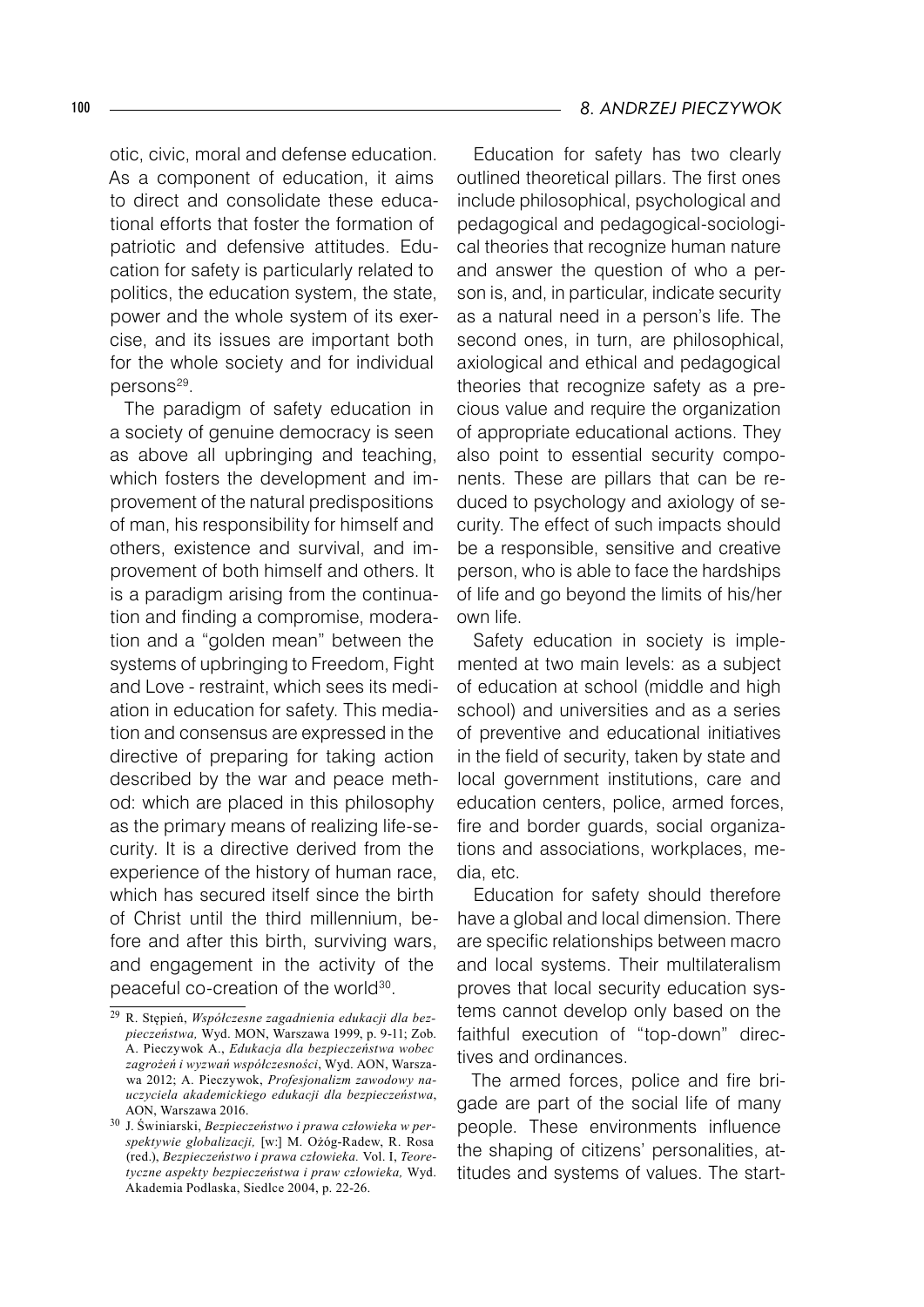otic, civic, moral and defense education. As a component of education, it aims to direct and consolidate these educational efforts that foster the formation of patriotic and defensive attitudes. Education for safety is particularly related to politics, the education system, the state, power and the whole system of its exercise, and its issues are important both for the whole society and for individual persons[29].

The paradigm of safety education in a society of genuine democracy is seen as above all upbringing and teaching, which fosters the development and improvement of the natural predispositions of man, his responsibility for himself and others, existence and survival, and improvement of both himself and others. It is a paradigm arising from the continuation and finding a compromise, moderation and a "golden mean" between the systems of upbringing to Freedom, Fight and Love - restraint, which sees its mediation in education for safety. This mediation and consensus are expressed in the directive of preparing for taking action described by the war and peace method: which are placed in this philosophy as the primary means of realizing life-security. It is a directive derived from the experience of the history of human race, which has secured itself since the birth of Christ until the third millennium, before and after this birth, surviving wars, and engagement in the activity of the peaceful co-creation of the world[30].

Education for safety has two clearly outlined theoretical pillars. The first ones include philosophical, psychological and pedagogical and pedagogical-sociological theories that recognize human nature and answer the question of who a person is, and, in particular, indicate security as a natural need in a person's life. The second ones, in turn, are philosophical, axiological and ethical and pedagogical theories that recognize safety as a precious value and require the organization of appropriate educational actions. They also point to essential security components. These are pillars that can be reduced to psychology and axiology of security. The effect of such impacts should be a responsible, sensitive and creative person, who is able to face the hardships of life and go beyond the limits of his/her own life.

Safety education in society is implemented at two main levels: as a subject of education at school (middle and high school) and universities and as a series of preventive and educational initiatives in the field of security, taken by state and local government institutions, care and education centers, police, armed forces, fire and border guards, social organizations and associations, workplaces, media, etc.

Education for safety should therefore have a global and local dimension. There are specific relationships between macro and local systems. Their multilateralism proves that local security education systems cannot develop only based on the faithful execution of "top-down" directives and ordinances.

The armed forces, police and fire brigade are part of the social life of many people. These environments influence the shaping of citizens' personalities, attitudes and systems of values. The start-

---

[29] R. Stępień, *Współczesne zagadnienia edukacji dla bezpieczeństwa,* Wyd. MON, Warszawa 1999, p. 9-11; Zob. A. Pieczywok A., *Edukacja dla bezpieczeństwa wobec zagrożeń i wyzwań współczesności*, Wyd. AON, Warszawa 2012; A. Pieczywok, *Profesjonalizm zawodowy nauczyciela akademickiego edukacji dla bezpieczeństwa*, AON, Warszawa 2016.

[30] J. Świniarski, *Bezpieczeństwo i prawa człowieka w perspektywie globalizacji,* [w:] M. Ożóg-Radew, R. Rosa (red.), *Bezpieczeństwo i prawa człowieka.* Vol. I, *Teoretyczne aspekty bezpieczeństwa i praw człowieka,* Wyd. Akademia Podlaska, Siedlce 2004, p. 22-26.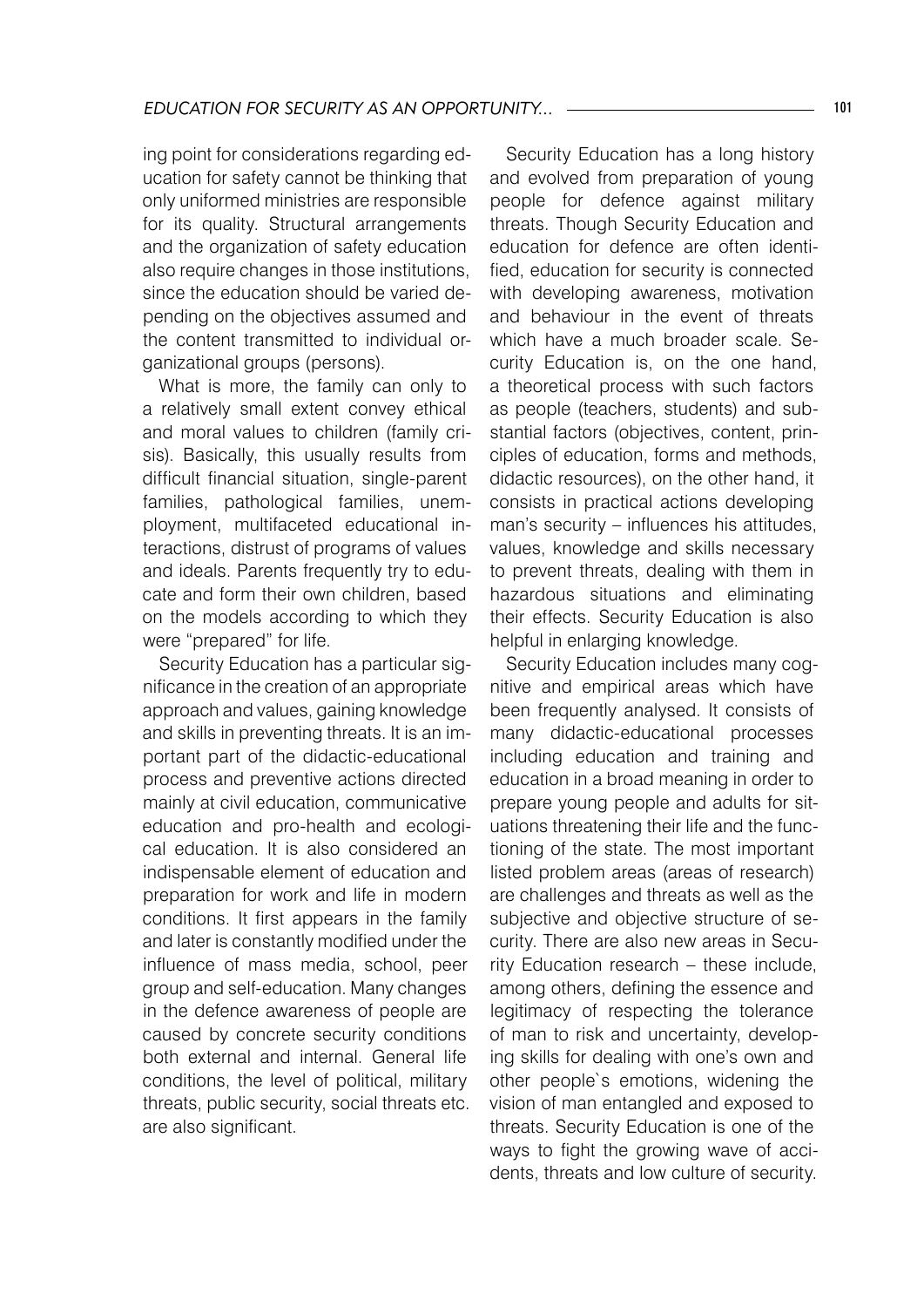ing point for considerations regarding education for safety cannot be thinking that only uniformed ministries are responsible for its quality. Structural arrangements and the organization of safety education also require changes in those institutions, since the education should be varied depending on the objectives assumed and the content transmitted to individual organizational groups (persons).

What is more, the family can only to a relatively small extent convey ethical and moral values to children (family crisis). Basically, this usually results from difficult financial situation, single-parent families, pathological families, unemployment, multifaceted educational interactions, distrust of programs of values and ideals. Parents frequently try to educate and form their own children, based on the models according to which they were "prepared" for life.

Security Education has a particular significance in the creation of an appropriate approach and values, gaining knowledge and skills in preventing threats. It is an important part of the didactic-educational process and preventive actions directed mainly at civil education, communicative education and pro-health and ecological education. It is also considered an indispensable element of education and preparation for work and life in modern conditions. It first appears in the family and later is constantly modified under the influence of mass media, school, peer group and self-education. Many changes in the defence awareness of people are caused by concrete security conditions both external and internal. General life conditions, the level of political, military threats, public security, social threats etc. are also significant.

Security Education has a long history and evolved from preparation of young people for defence against military threats. Though Security Education and education for defence are often identified, education for security is connected with developing awareness, motivation and behaviour in the event of threats which have a much broader scale. Security Education is, on the one hand, a theoretical process with such factors as people (teachers, students) and substantial factors (objectives, content, principles of education, forms and methods, didactic resources), on the other hand, it consists in practical actions developing man's security – influences his attitudes, values, knowledge and skills necessary to prevent threats, dealing with them in hazardous situations and eliminating their effects. Security Education is also helpful in enlarging knowledge.

Security Education includes many cognitive and empirical areas which have been frequently analysed. It consists of many didactic-educational processes including education and training and education in a broad meaning in order to prepare young people and adults for situations threatening their life and the functioning of the state. The most important listed problem areas (areas of research) are challenges and threats as well as the subjective and objective structure of security. There are also new areas in Security Education research – these include, among others, defining the essence and legitimacy of respecting the tolerance of man to risk and uncertainty, developing skills for dealing with one's own and other people`s emotions, widening the vision of man entangled and exposed to threats. Security Education is one of the ways to fight the growing wave of accidents, threats and low culture of security.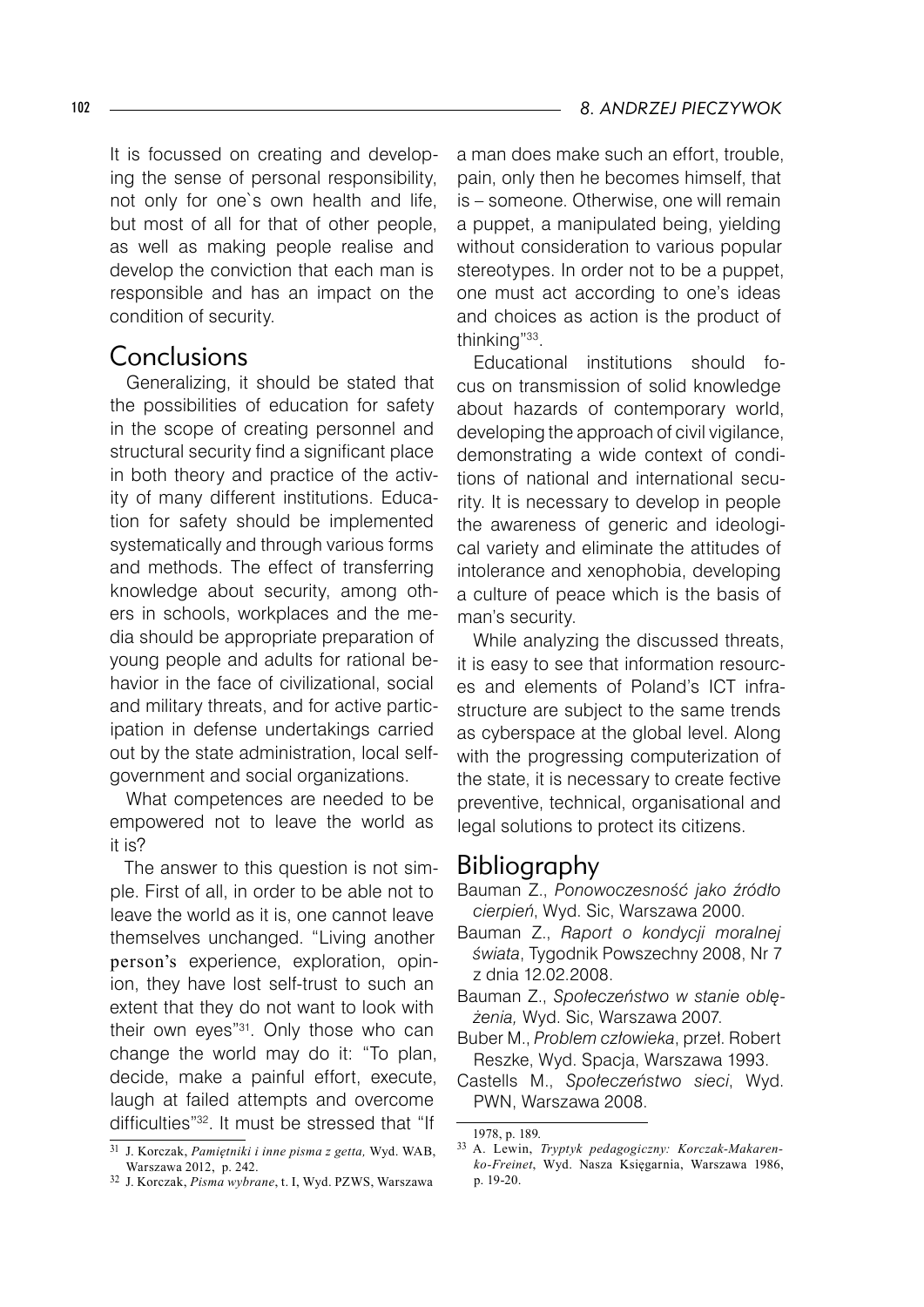It is focussed on creating and developing the sense of personal responsibility, not only for one`s own health and life, but most of all for that of other people, as well as making people realise and develop the conviction that each man is responsible and has an impact on the condition of security.

## Conclusions

Generalizing, it should be stated that the possibilities of education for safety in the scope of creating personnel and structural security find a significant place in both theory and practice of the activity of many different institutions. Education for safety should be implemented systematically and through various forms and methods. The effect of transferring knowledge about security, among others in schools, workplaces and the media should be appropriate preparation of young people and adults for rational behavior in the face of civilizational, social and military threats, and for active participation in defense undertakings carried out by the state administration, local self-government and social organizations.

What competences are needed to be empowered not to leave the world as it is?

The answer to this question is not simple. First of all, in order to be able not to leave the world as it is, one cannot leave themselves unchanged. "Living another person's experience, exploration, opinion, they have lost self-trust to such an extent that they do not want to look with their own eyes"[31]. Only those who can change the world may do it: "To plan, decide, make a painful effort, execute, laugh at failed attempts and overcome difficulties"[32]. It must be stressed that "If a man does make such an effort, trouble, pain, only then he becomes himself, that is – someone. Otherwise, one will remain a puppet, a manipulated being, yielding without consideration to various popular stereotypes. In order not to be a puppet, one must act according to one's ideas and choices as action is the product of thinking"[33].

Educational institutions should focus on transmission of solid knowledge about hazards of contemporary world, developing the approach of civil vigilance, demonstrating a wide context of conditions of national and international security. It is necessary to develop in people the awareness of generic and ideological variety and eliminate the attitudes of intolerance and xenophobia, developing a culture of peace which is the basis of man's security.

While analyzing the discussed threats, it is easy to see that information resources and elements of Poland's ICT infrastructure are subject to the same trends as cyberspace at the global level. Along with the progressing computerization of the state, it is necessary to create fective preventive, technical, organisational and legal solutions to protect its citizens.

## Bibliography

Bauman Z., *Ponowoczesność jako źródło cierpień*, Wyd. Sic, Warszawa 2000.

Bauman Z., *Raport o kondycji moralnej świata*, Tygodnik Powszechny 2008, Nr 7 z dnia 12.02.2008.

Bauman Z., *Społeczeństwo w stanie oblężenia,* Wyd. Sic, Warszawa 2007.

Buber M., *Problem człowieka*, przeł. Robert Reszke, Wyd. Spacja, Warszawa 1993.

Castells M., *Społeczeństwo sieci*, Wyd. PWN, Warszawa 2008.

---

[31] J. Korczak, *Pamiętniki i inne pisma z getta,* Wyd. WAB, Warszawa 2012, p. 242.

[32] J. Korczak, *Pisma wybrane*, t. I, Wyd. PZWS, Warszawa 1978, p. 189.

[33] A. Lewin, *Tryptyk pedagogiczny: Korczak-Makarenko-Freinet*, Wyd. Nasza Księgarnia, Warszawa 1986, p. 19-20.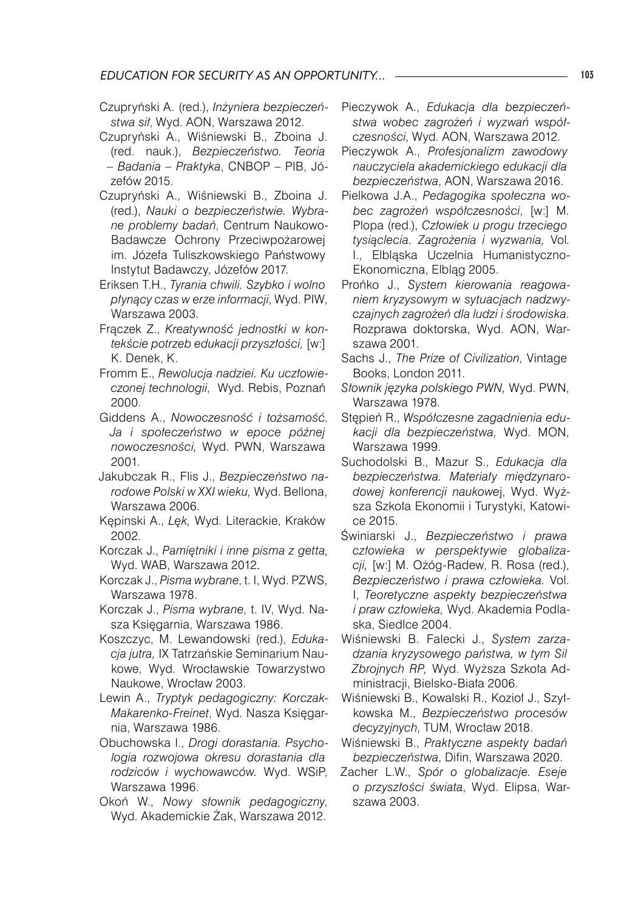Czupryński A. (red.), *Inżyniera bezpieczeństwa sił*, Wyd. AON, Warszawa 2012.

Czupryński A., Wiśniewski B., Zboina J. (red. nauk.), *Bezpieczeństwo. Teoria – Badania – Praktyka*, CNBOP – PIB, Józefów 2015.

Czupryński A., Wiśniewski B., Zboina J. (red.), *Nauki o bezpieczeństwie. Wybrane problemy badań*, Centrum Naukowo-Badawcze Ochrony Przeciwpożarowej im. Józefa Tuliszkowskiego Państwowy Instytut Badawczy, Józefów 2017.

Eriksen T.H., *Tyrania chwili. Szybko i wolno płynący czas w erze informacji*, Wyd. PIW, Warszawa 2003.

Frączek Z., *Kreatywność jednostki w kontekście potrzeb edukacji przyszłości,* [w:] K. Denek, K.

Fromm E., *Rewolucja nadziei. Ku uczłowieczonej technologii*, Wyd. Rebis, Poznań 2000.

Giddens A., *Nowoczesność i tożsamość. Ja i społeczeństwo w epoce późnej nowoczesności,* Wyd. PWN, Warszawa 2001.

Jakubczak R., Flis J., *Bezpieczeństwo narodowe Polski w XXI wieku,* Wyd. Bellona, Warszawa 2006.

Kępinski A., *Lęk,* Wyd. Literackie, Kraków 2002.

Korczak J., *Pamiętniki i inne pisma z getta,* Wyd. WAB, Warszawa 2012.

Korczak J., *Pisma wybrane*, t. I, Wyd. PZWS, Warszawa 1978.

Korczak J., *Pisma wybrane*, t. IV, Wyd. Nasza Księgarnia, Warszawa 1986.

Koszczyc, M. Lewandowski (red.), *Edukacja jutra,* IX Tatrzańskie Seminarium Naukowe, Wyd. Wrocławskie Towarzystwo Naukowe, Wrocław 2003.

Lewin A., *Tryptyk pedagogiczny: Korczak-Makarenko-Freinet*, Wyd. Nasza Księgarnia, Warszawa 1986.

Obuchowska I., *Drogi dorastania. Psychologia rozwojowa okresu dorastania dla rodziców i wychowawców.* Wyd. WSiP, Warszawa 1996.

Okoń W., *Nowy słownik pedagogiczny*, Wyd. Akademickie Żak, Warszawa 2012.

Pieczywok A., *Edukacja dla bezpieczeństwa wobec zagrożeń i wyzwań współczesności*, Wyd. AON, Warszawa 2012.

Pieczywok A., *Profesjonalizm zawodowy nauczyciela akademickiego edukacji dla bezpieczeństwa*, AON, Warszawa 2016.

Pielkowa J.A., *Pedagogika społeczna wobec zagrożeń współczesności*, [w:] M. Plopa (red.), *Człowiek u progu trzeciego tysiąclecia. Zagrożenia i wyzwania,* Vol. I., Elbląska Uczelnia Humanistyczno-Ekonomiczna, Elbląg 2005.

Prońko J., *System kierowania reagowaniem kryzysowym w sytuacjach nadzwyczajnych zagrożeń dla ludzi i środowiska.* Rozprawa doktorska, Wyd. AON, Warszawa 2001.

Sachs J., *The Prize of Civilization*, Vintage Books, London 2011.

*Słownik języka polskiego PWN,* Wyd. PWN, Warszawa 1978.

Stępień R., *Współczesne zagadnienia edukacji dla bezpieczeństwa,* Wyd. MON, Warszawa 1999.

Suchodolski B., Mazur S., *Edukacja dla bezpieczeństwa. Materiały międzynarodowej konferencji naukow*ej, Wyd. Wyższa Szkoła Ekonomii i Turystyki, Katowice 2015.

Świniarski J., *Bezpieczeństwo i prawa człowieka w perspektywie globalizacji,* [w:] M. Ożóg-Radew, R. Rosa (red.), *Bezpieczeństwo i prawa człowieka.* Vol. I, *Teoretyczne aspekty bezpieczeństwa i praw człowieka,* Wyd. Akademia Podlaska, Siedlce 2004.

Wiśniewski B. Falecki J., *System zarzadzania kryzysowego państwa, w tym Sil Zbrojnych RP,* Wyd. Wyższa Szkoła Administracji, Bielsko-Biała 2006.

Wiśniewski B., Kowalski R., Kozioł J., Szyłkowska M., *Bezpieczeństwo procesów decyzyjnych*, TUM, Wrocław 2018.

Wiśniewski B., *Praktyczne aspekty badań bezpieczeństwa*, Difin, Warszawa 2020.

Zacher L.W., *Spór o globalizacje. Eseje o przyszłości świata*, Wyd. Elipsa, Warszawa 2003.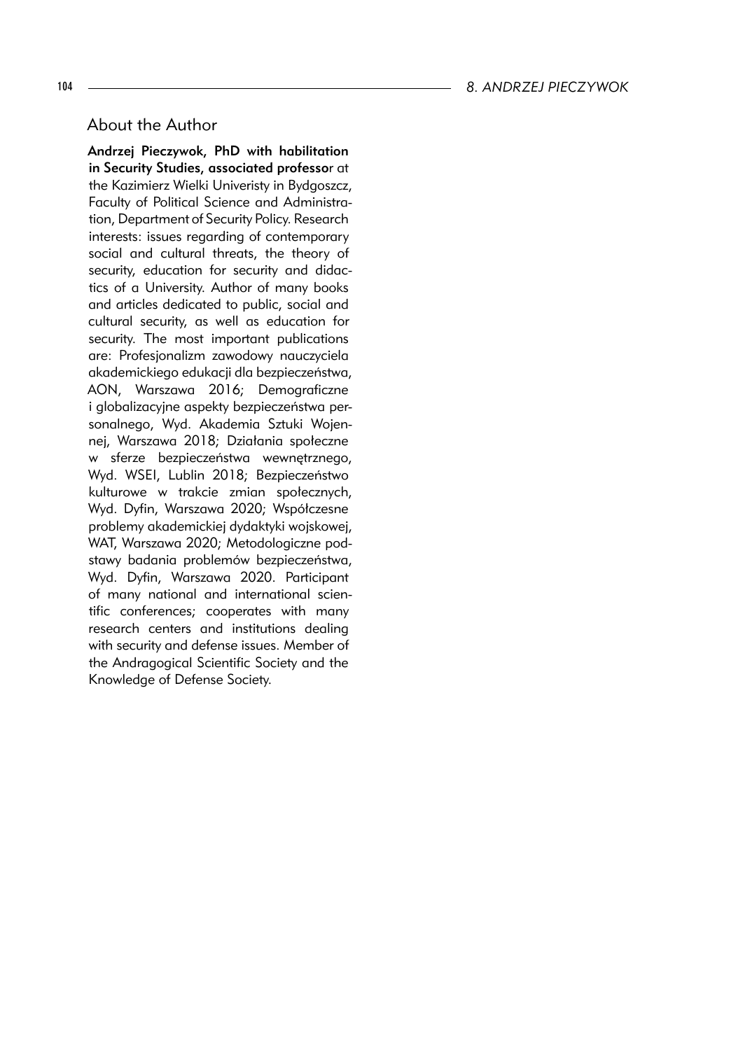## About the Author

**Andrzej Pieczywok, PhD with habilitation in Security Studies, associated professo**r at the Kazimierz Wielki Univeristy in Bydgoszcz, Faculty of Political Science and Administration, Department of Security Policy. Research interests: issues regarding of contemporary social and cultural threats, the theory of security, education for security and didactics of a University. Author of many books and articles dedicated to public, social and cultural security, as well as education for security. The most important publications are: Profesjonalizm zawodowy nauczyciela akademickiego edukacji dla bezpieczeństwa, AON, Warszawa 2016; Demograficzne i globalizacyjne aspekty bezpieczeństwa personalnego, Wyd. Akademia Sztuki Wojennej, Warszawa 2018; Działania społeczne w sferze bezpieczeństwa wewnętrznego, Wyd. WSEI, Lublin 2018; Bezpieczeństwo kulturowe w trakcie zmian społecznych, Wyd. Dyfin, Warszawa 2020; Współczesne problemy akademickiej dydaktyki wojskowej, WAT, Warszawa 2020; Metodologiczne podstawy badania problemów bezpieczeństwa, Wyd. Dyfin, Warszawa 2020. Participant of many national and international scientific conferences; cooperates with many research centers and institutions dealing with security and defense issues. Member of the Andragogical Scientific Society and the Knowledge of Defense Society.